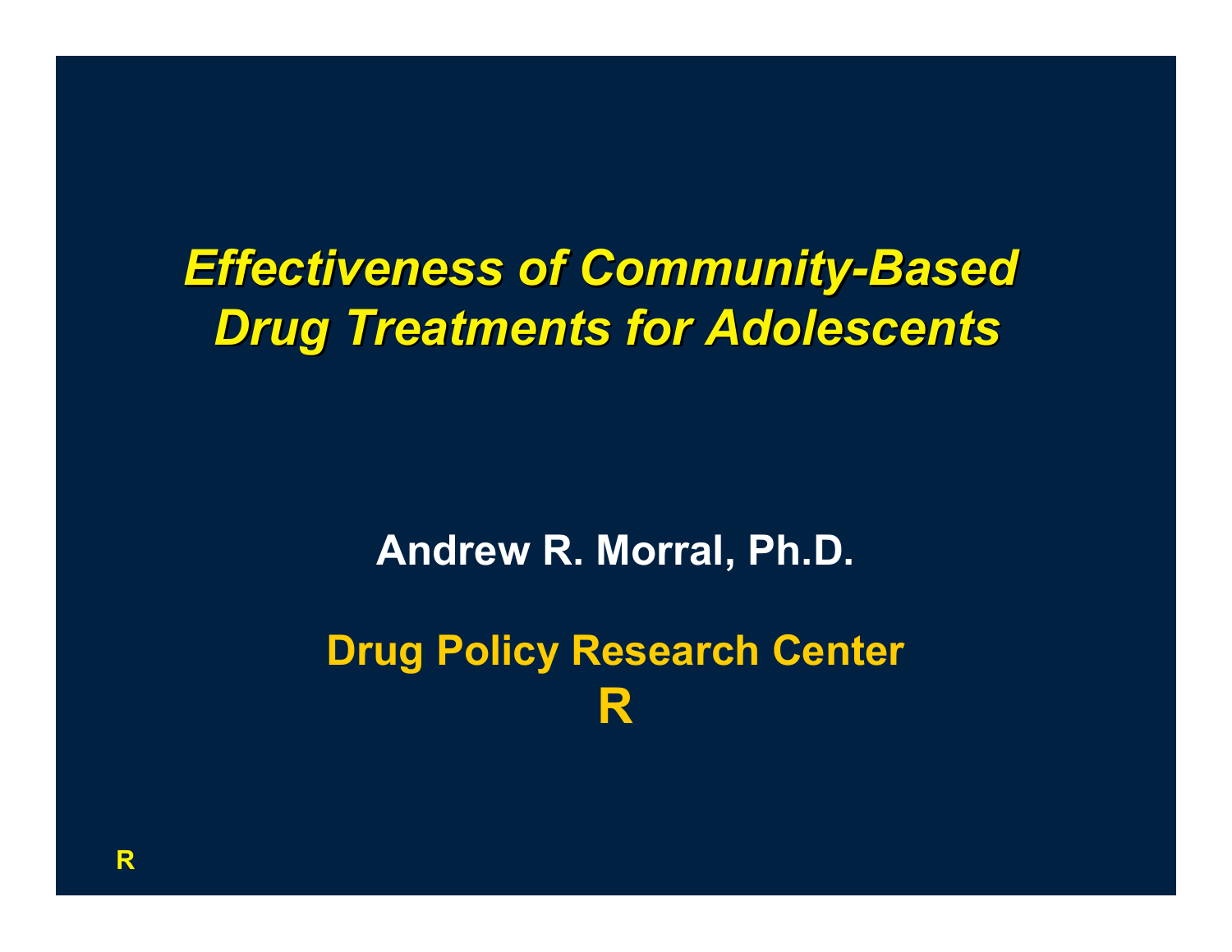# *Effectiveness of Community-Based Drug Treatments for Adolescents*

**Andrew R. Morral, Ph.D.**

**Drug Policy Research Center**

**R**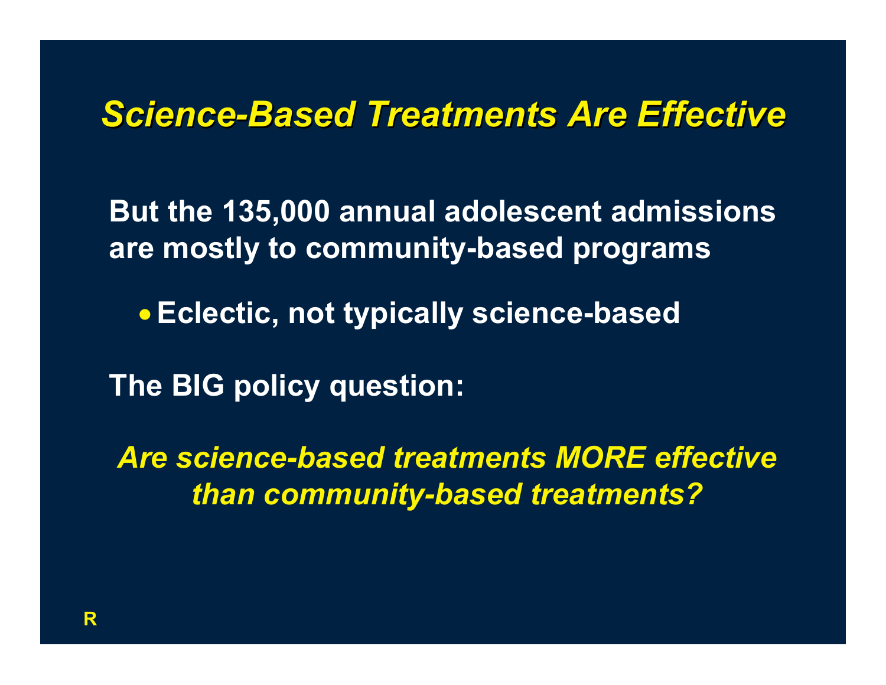# *Science-Based Treatments Are Effective*

**But the 135,000 annual adolescent admissions are mostly to community-based programs**

- **Eclectic, not typically science-based**

**The BIG policy question:**

***Are science-based treatments MORE effective than community-based treatments?***

**R**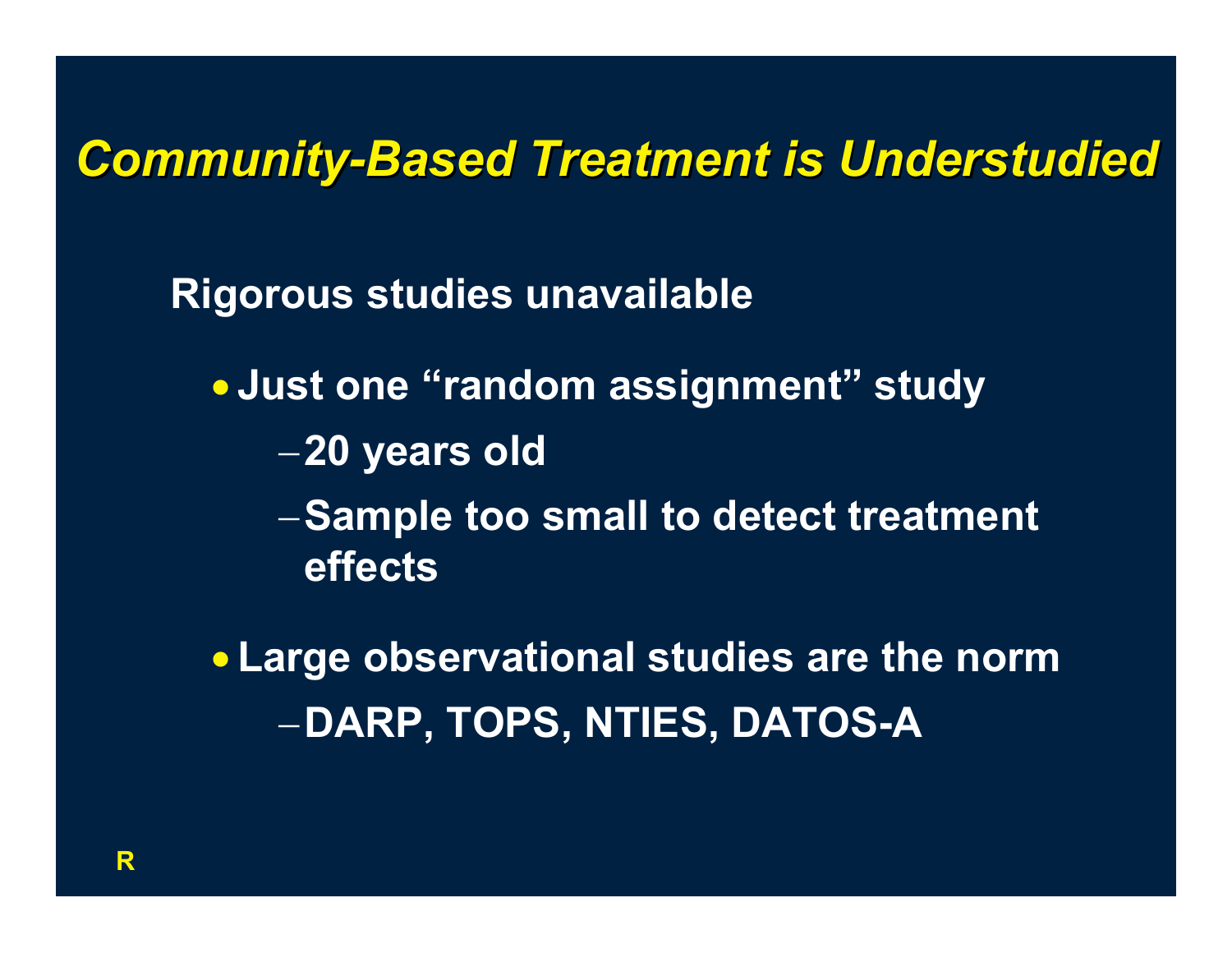# *Community-Based Treatment is Understudied*

**Rigorous studies unavailable**

- **Just one “random assignment” study**
  - **20 years old**
  - **Sample too small to detect treatment effects**
- **Large observational studies are the norm**
  - **DARP, TOPS, NTIES, DATOS-A**

R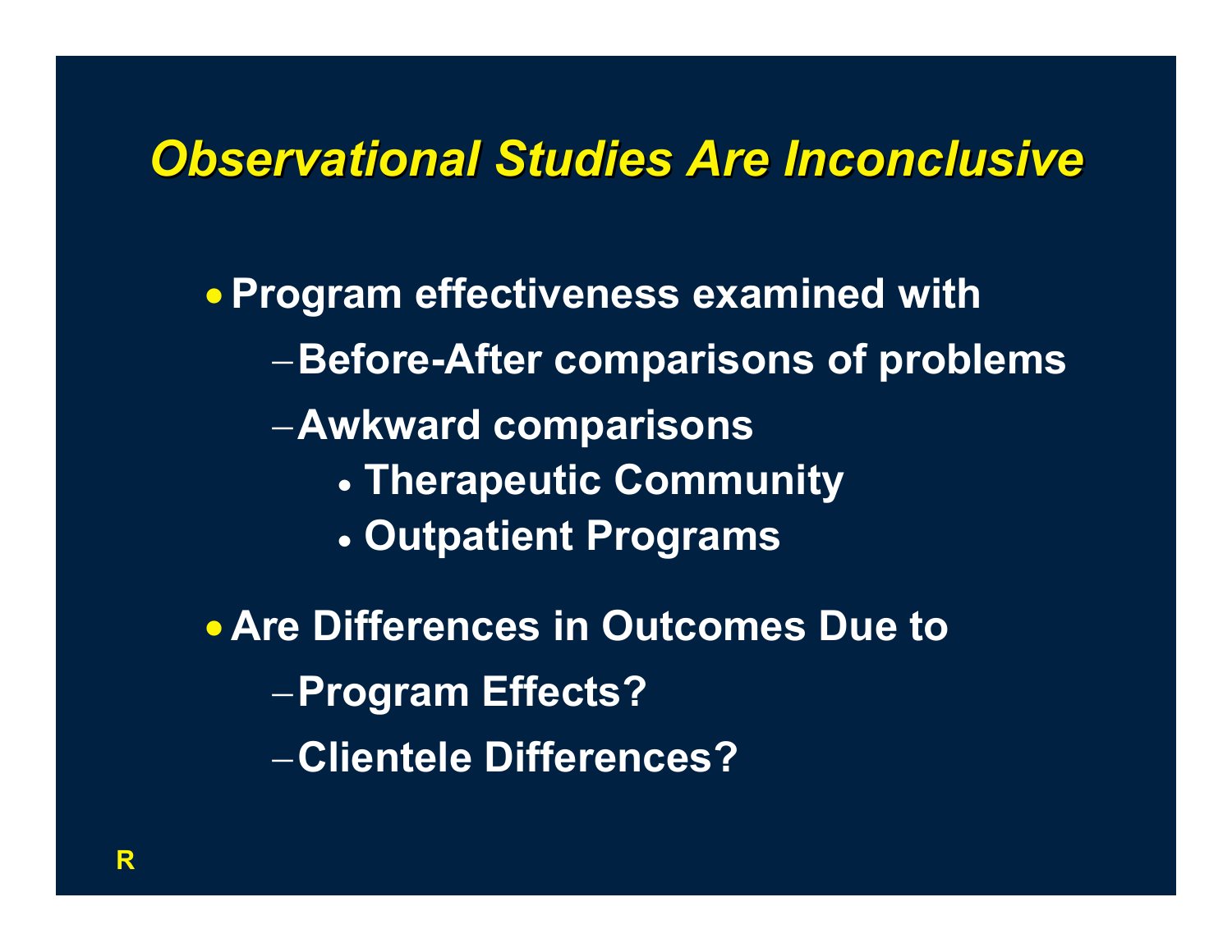# *Observational Studies Are Inconclusive*

- **Program effectiveness examined with**
  - **Before-After comparisons of problems**
  - **Awkward comparisons**
    - **Therapeutic Community**
    - **Outpatient Programs**
- **Are Differences in Outcomes Due to**
  - **Program Effects?**
  - **Clientele Differences?**

**R**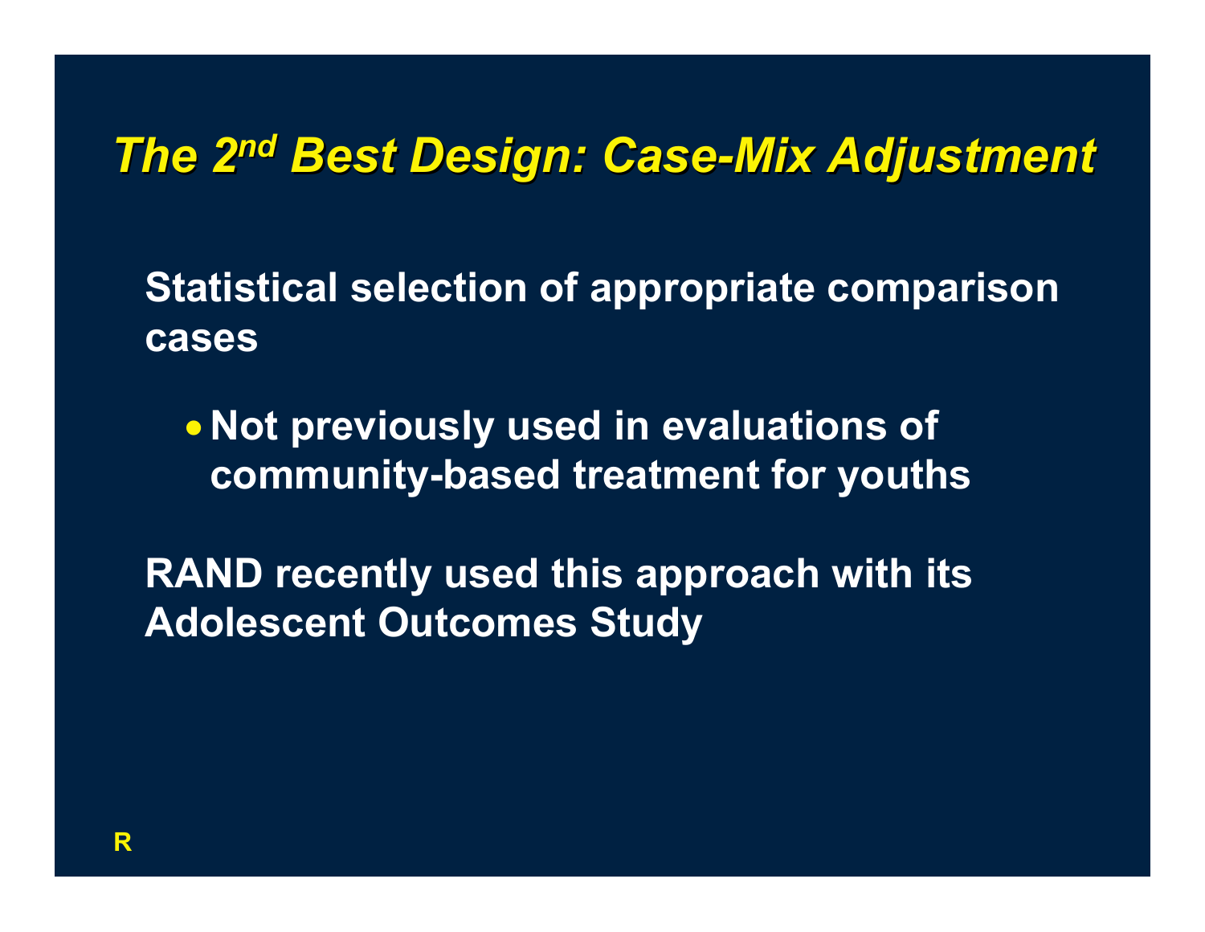## *The 2nd Best Design: Case-Mix Adjustment*

**Statistical selection of appropriate comparison cases**

- **Not previously used in evaluations of community-based treatment for youths**

**RAND recently used this approach with its Adolescent Outcomes Study**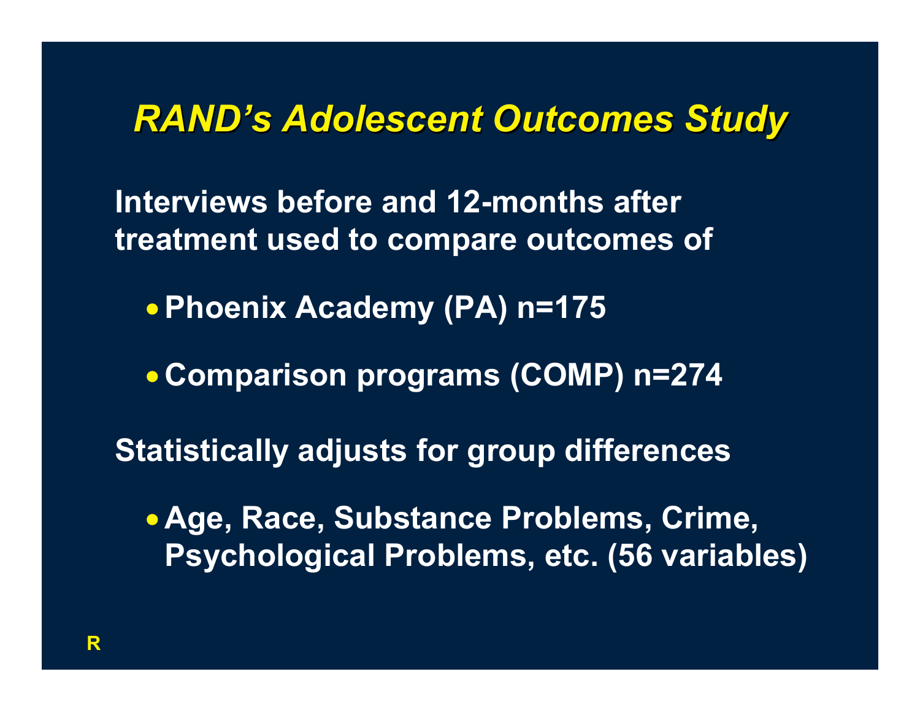# *RAND's Adolescent Outcomes Study*

**Interviews before and 12-months after treatment used to compare outcomes of**

- **Phoenix Academy (PA) n=175**
- **Comparison programs (COMP) n=274**

**Statistically adjusts for group differences**

- **Age, Race, Substance Problems, Crime, Psychological Problems, etc. (56 variables)**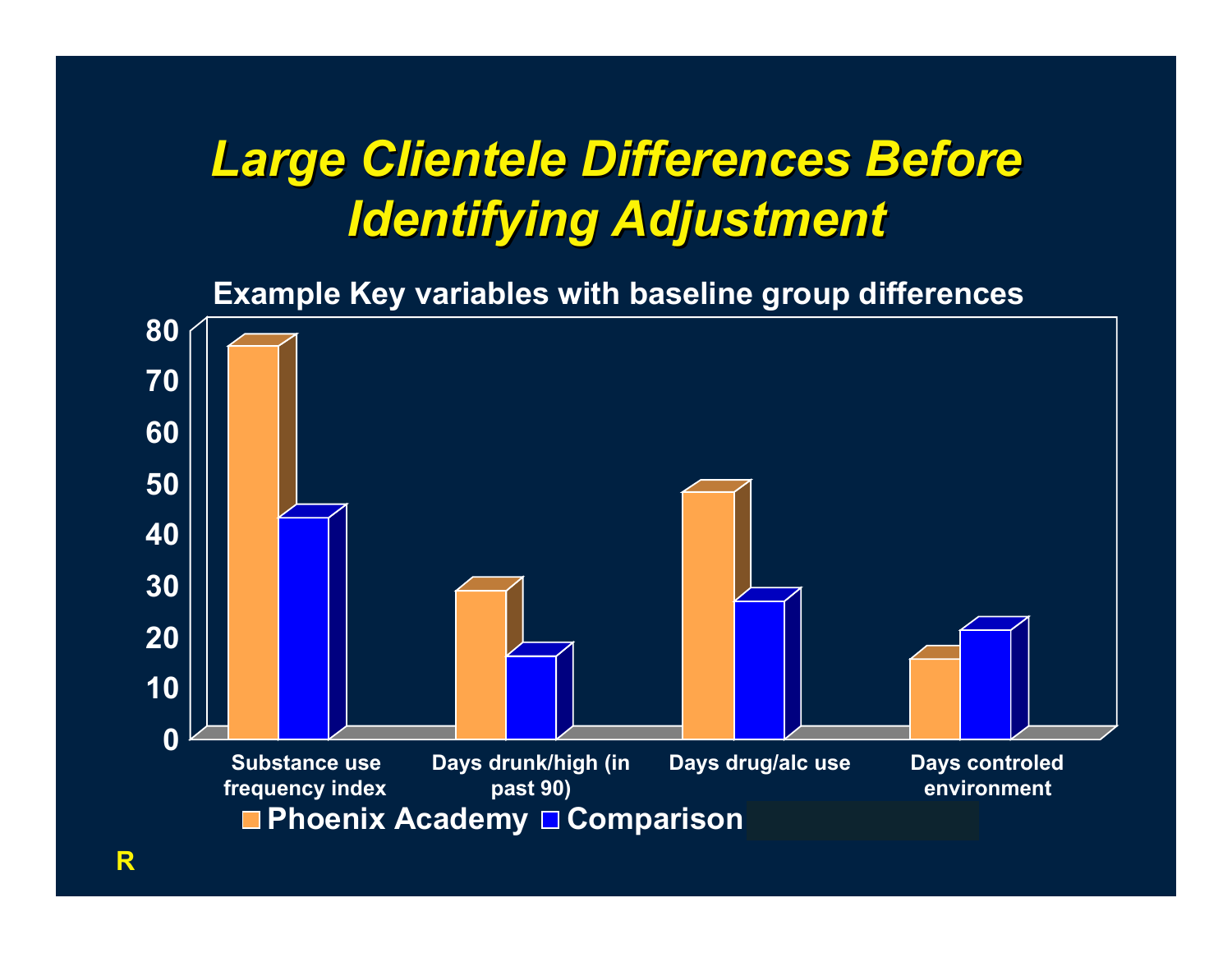# *Large Clientele Differences Before Identifying Adjustment*

Example Key variables with baseline group differences

80
70
60
50
40
30
20
10
0

Substance use frequency index
Days drunk/high (in past 90)
Days drug/alc use
Days controled environment

Phoenix Academy
Comparison

R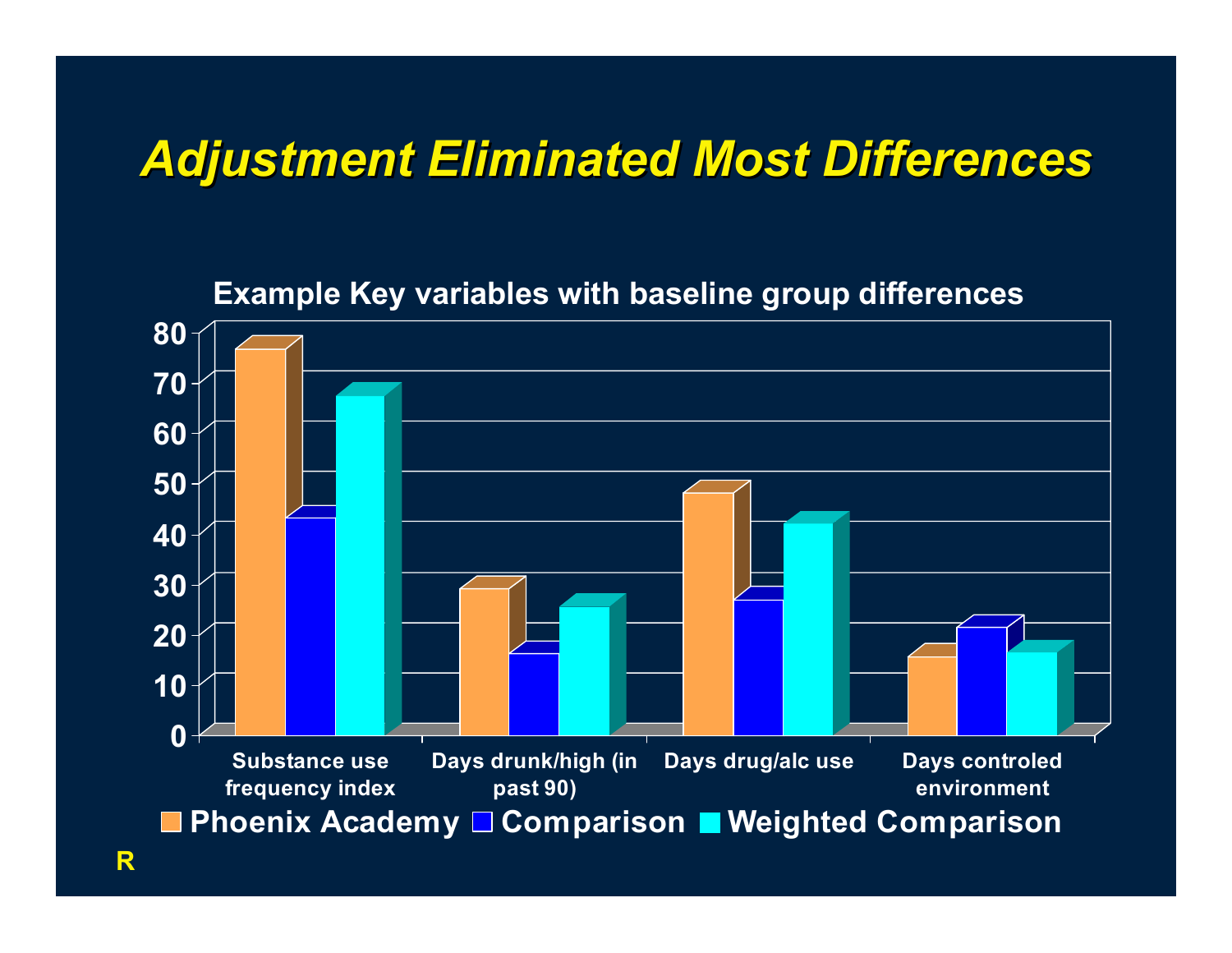# *Adjustment Eliminated Most Differences*

Example Key variables with baseline group differences

80
70
60
50
40
30
20
10
0

Substance use frequency index
Days drunk/high (in past 90)
Days drug/alc use
Days controled environment

Phoenix Academy
Comparison
Weighted Comparison

R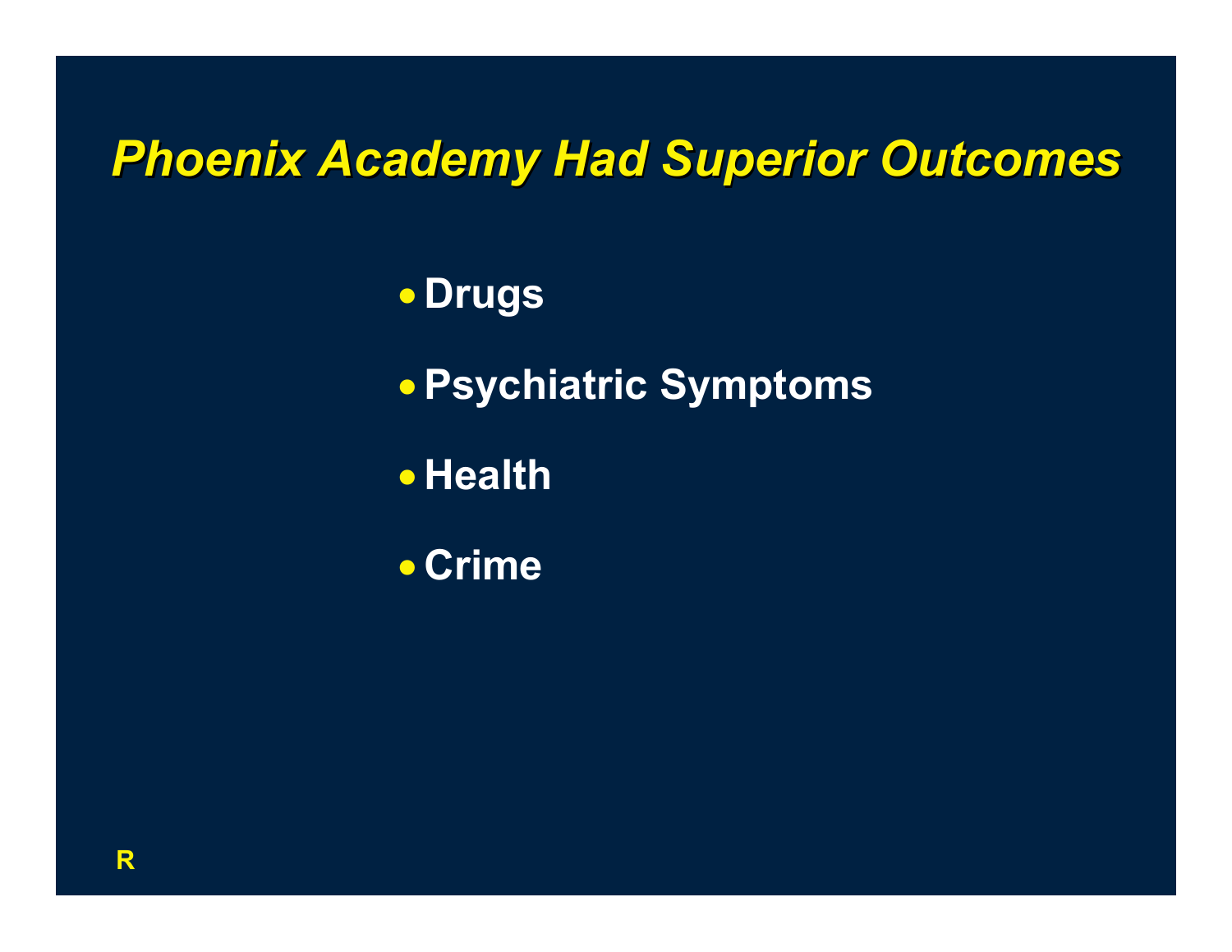# *Phoenix Academy Had Superior Outcomes*

- **Drugs**
- **Psychiatric Symptoms**
- **Health**
- **Crime**

R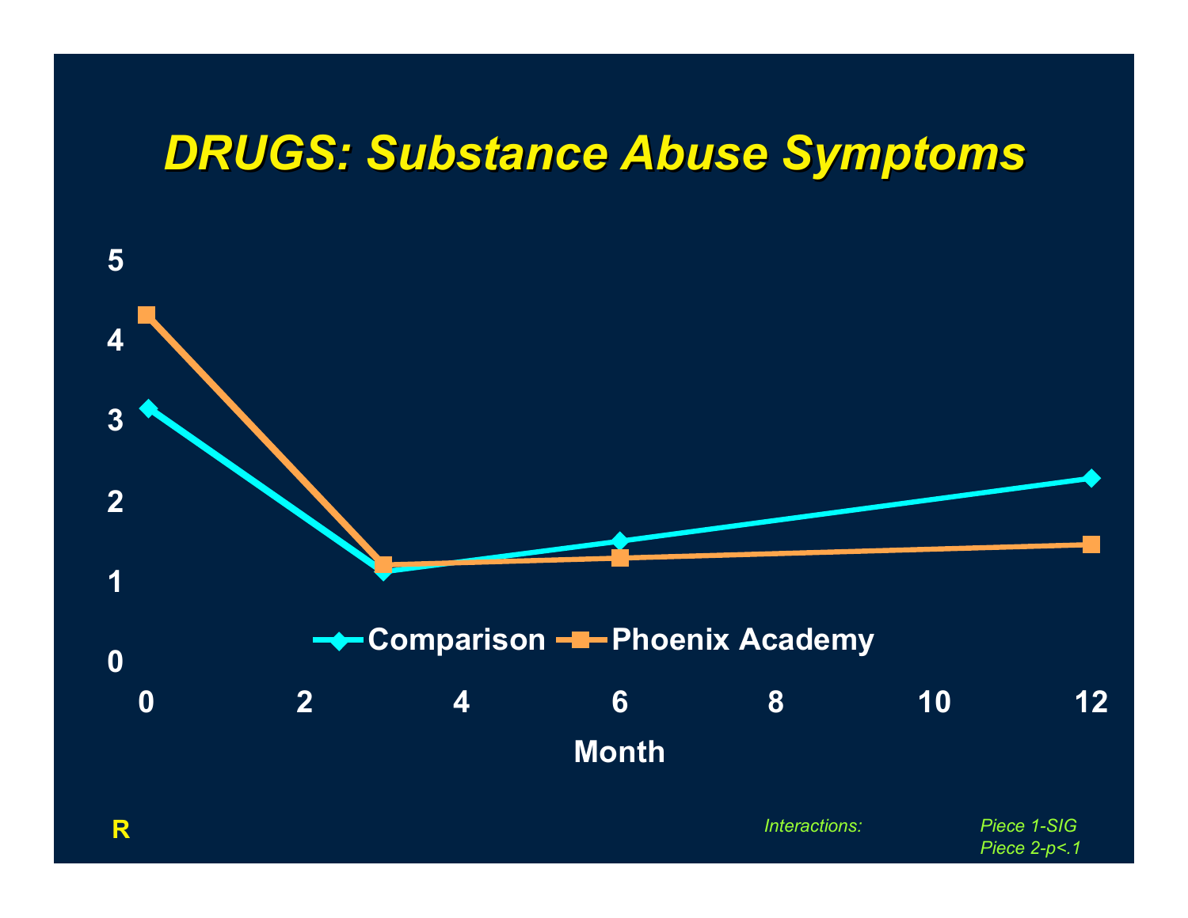# DRUGS: Substance Abuse Symptoms

5
4
3
2
1
0

0
2
4
6
8
10
12

Month

Comparison
Phoenix Academy

R

*Interactions:*

*Piece 1-SIG*
*Piece 2-p<.1*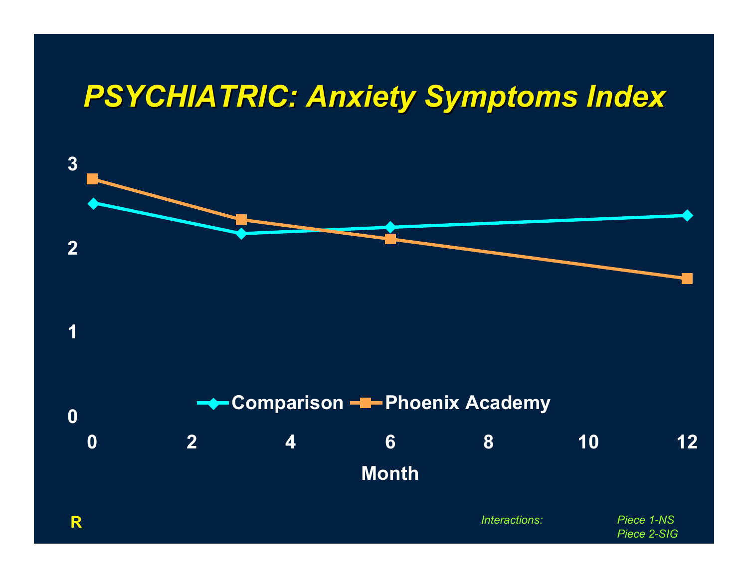# PSYCHIATRIC: Anxiety Symptoms Index

3

2

1

0

Comparison

Phoenix Academy

0 2 4 6 8 10 12

Month

R

*Interactions:*

*Piece 1-NS*

*Piece 2-SIG*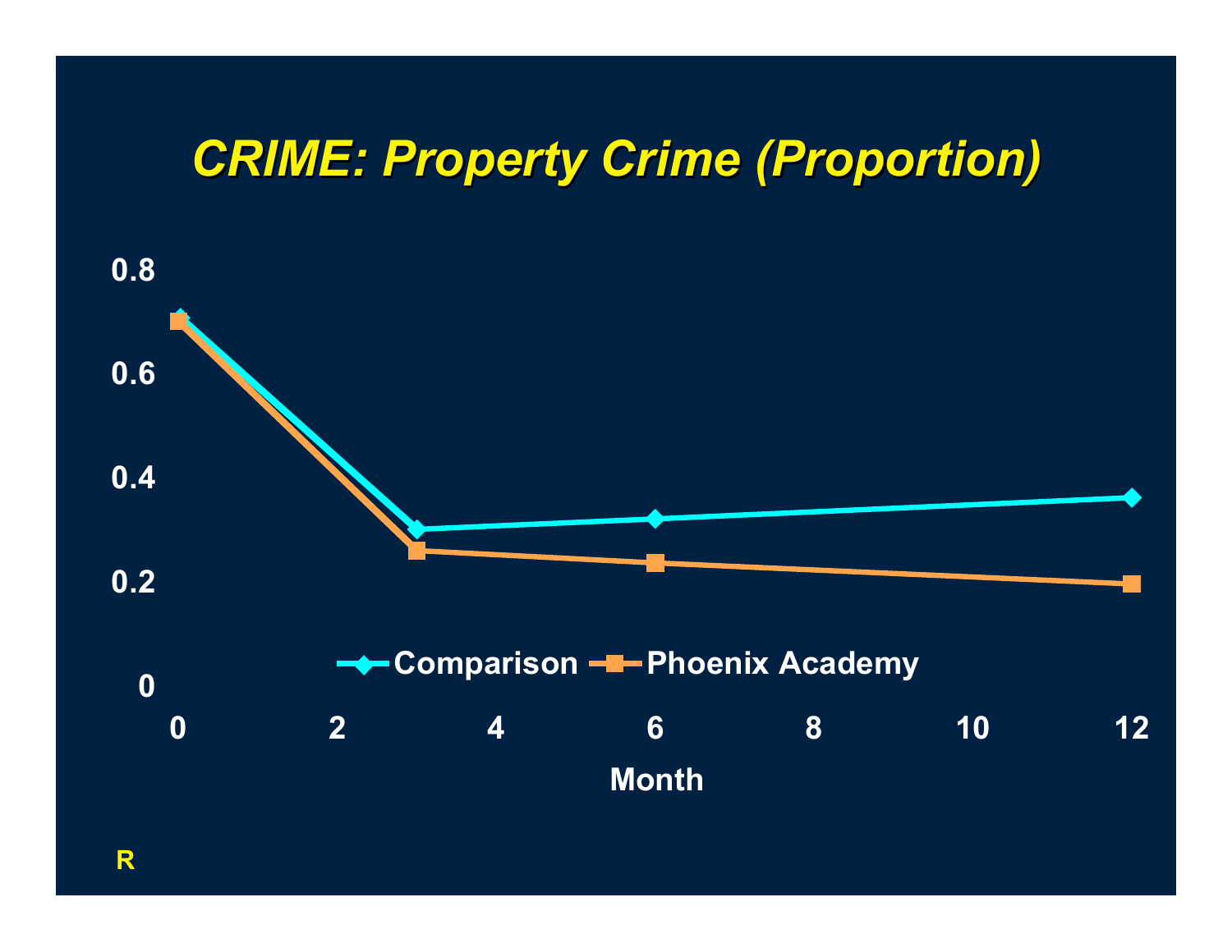# *CRIME: Property Crime (Proportion)*

0.8

0.6

0.4

0.2

0

0

2

4

6

8

10

12

Month

Comparison

Phoenix Academy

R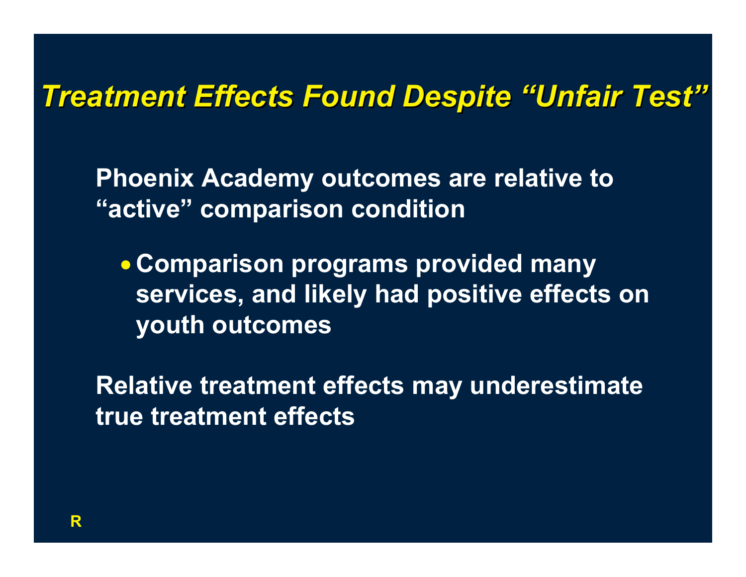# *Treatment Effects Found Despite "Unfair Test"*

**Phoenix Academy outcomes are relative to "active" comparison condition**

- **Comparison programs provided many services, and likely had positive effects on youth outcomes**

**Relative treatment effects may underestimate true treatment effects**

**R**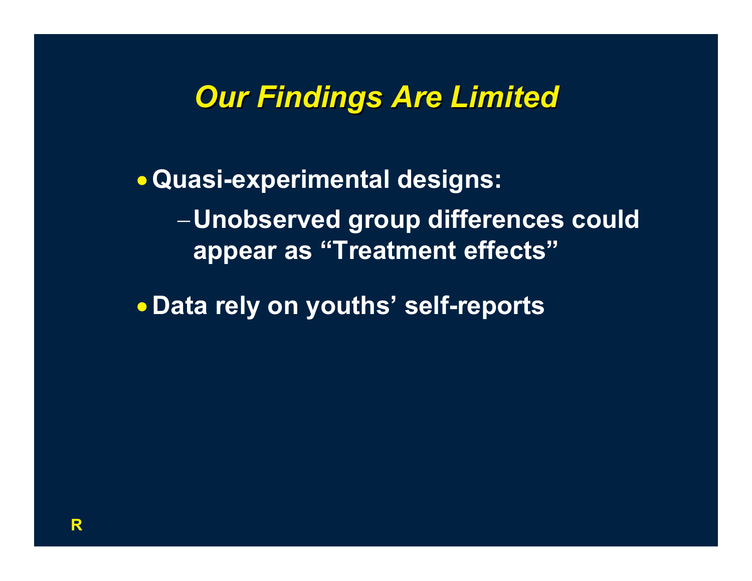## *Our Findings Are Limited*

- **Quasi-experimental designs:**
  - **Unobserved group differences could appear as "Treatment effects"**
- **Data rely on youths' self-reports**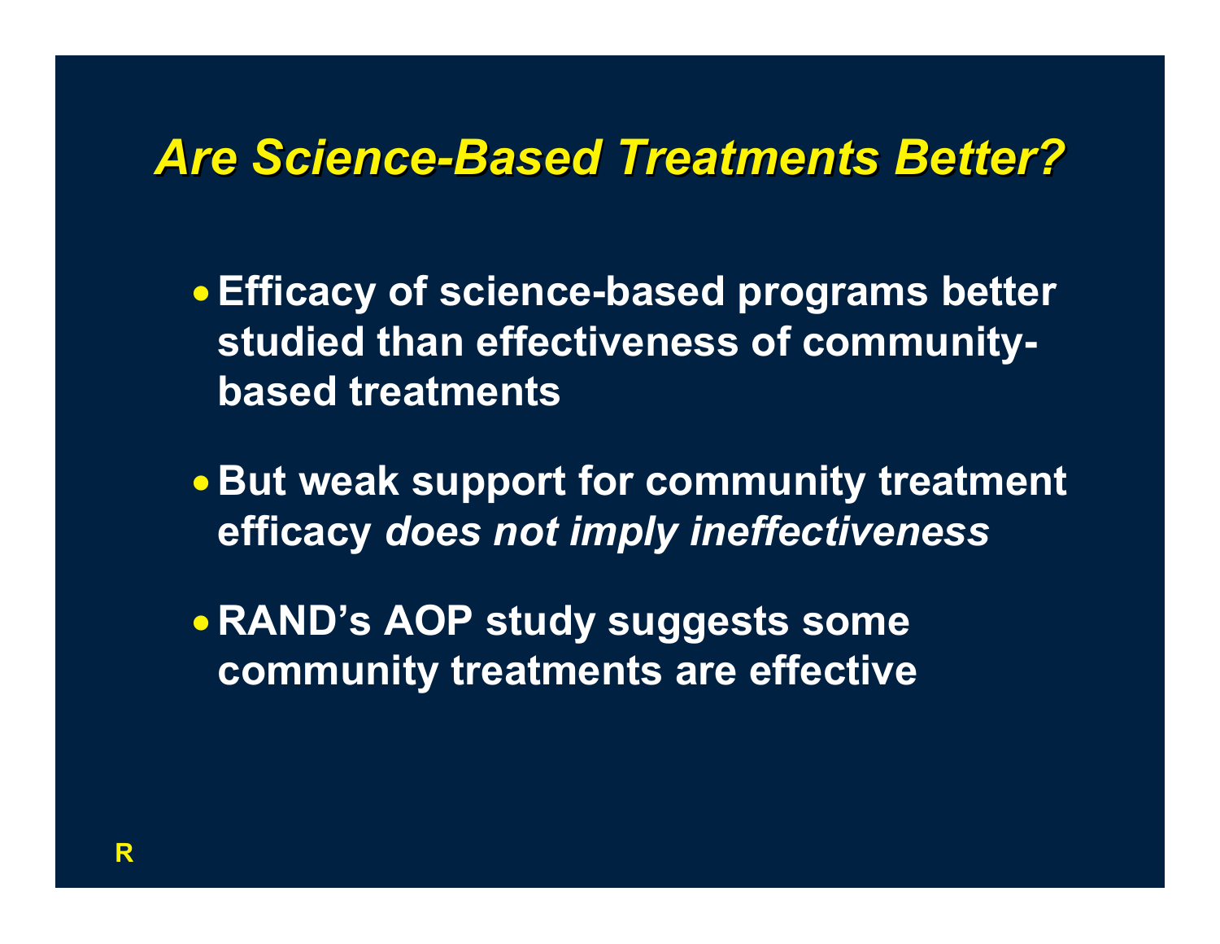# *Are Science-Based Treatments Better?*

- **Efficacy of science-based programs better studied than effectiveness of community-based treatments**
- **But weak support for community treatment efficacy *does not imply ineffectiveness***
- **RAND's AOP study suggests some community treatments are effective**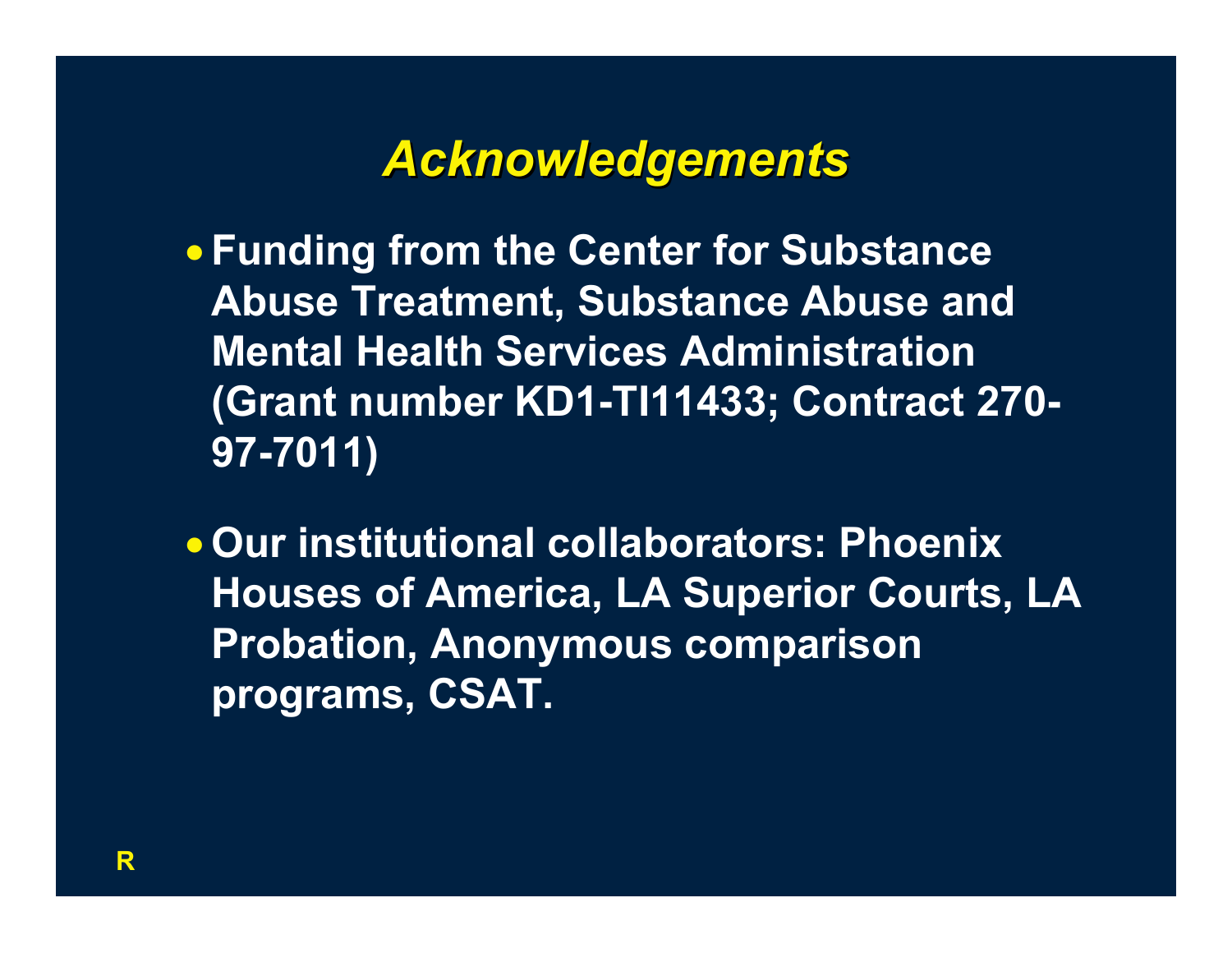# *Acknowledgements*

- Funding from the Center for Substance Abuse Treatment, Substance Abuse and Mental Health Services Administration (Grant number KD1-TI11433; Contract 270-97-7011)
- Our institutional collaborators: Phoenix Houses of America, LA Superior Courts, LA Probation, Anonymous comparison programs, CSAT.

R